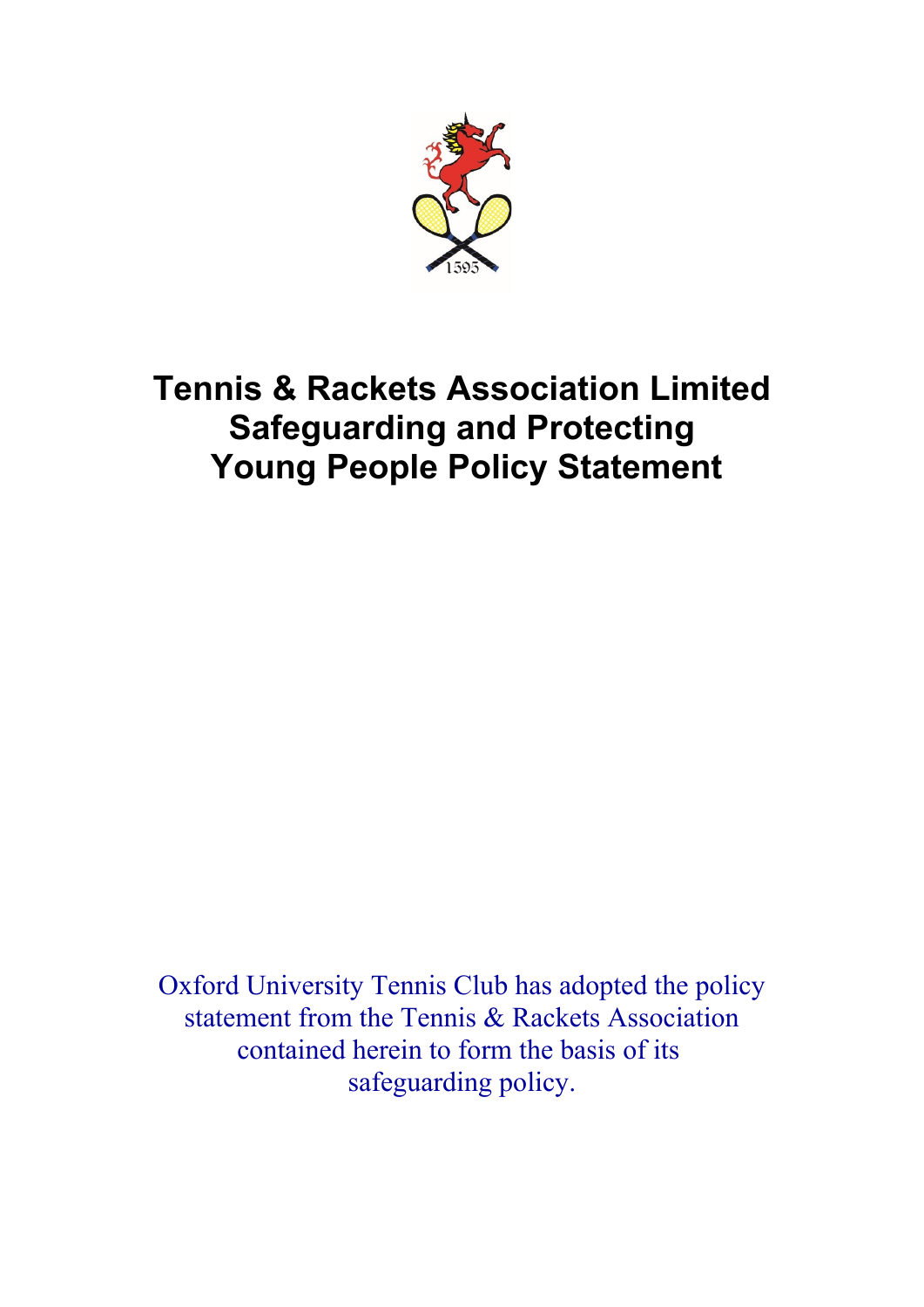# Tennis & Rackets Association Limited Safeguarding and Protecting Young People Policy Statement

Oxford University Tennis Club has adopted the policy statement from the Tennis & Rackets Association contained herein to form the basis of its safeguarding policy.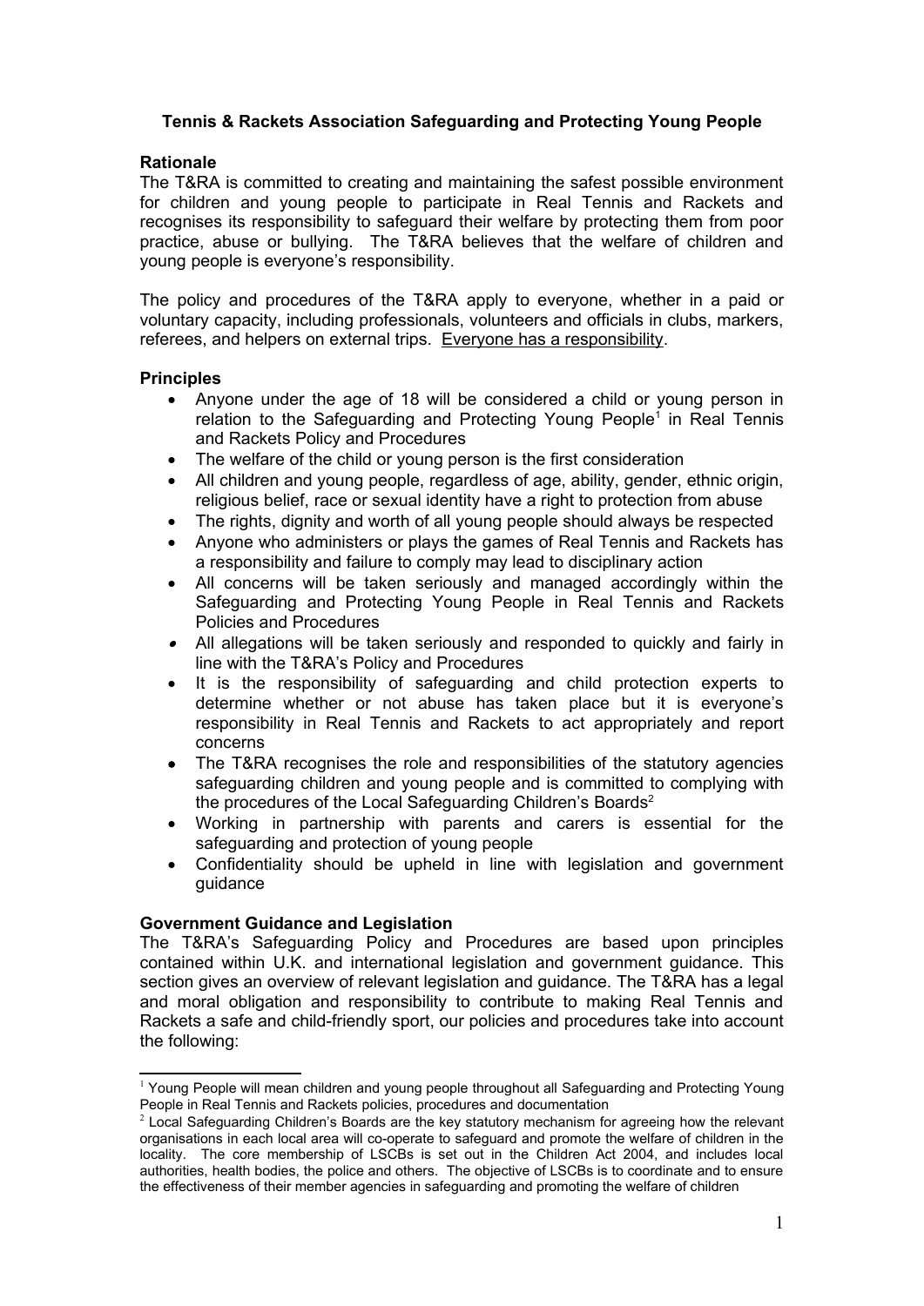**Tennis & Rackets Association Safeguarding and Protecting Young People**

**Rationale**

The T&RA is committed to creating and maintaining the safest possible environment for children and young people to participate in Real Tennis and Rackets and recognises its responsibility to safeguard their welfare by protecting them from poor practice, abuse or bullying. The T&RA believes that the welfare of children and young people is everyone's responsibility.

The policy and procedures of the T&RA apply to everyone, whether in a paid or voluntary capacity, including professionals, volunteers and officials in clubs, markers, referees, and helpers on external trips. <u>Everyone has a responsibility</u>.

**Principles**

- Anyone under the age of 18 will be considered a child or young person in relation to the Safeguarding and Protecting Young People[1] in Real Tennis and Rackets Policy and Procedures
- The welfare of the child or young person is the first consideration
- All children and young people, regardless of age, ability, gender, ethnic origin, religious belief, race or sexual identity have a right to protection from abuse
- The rights, dignity and worth of all young people should always be respected
- Anyone who administers or plays the games of Real Tennis and Rackets has a responsibility and failure to comply may lead to disciplinary action
- All concerns will be taken seriously and managed accordingly within the Safeguarding and Protecting Young People in Real Tennis and Rackets Policies and Procedures
- All allegations will be taken seriously and responded to quickly and fairly in line with the T&RA's Policy and Procedures
- It is the responsibility of safeguarding and child protection experts to determine whether or not abuse has taken place but it is everyone's responsibility in Real Tennis and Rackets to act appropriately and report concerns
- The T&RA recognises the role and responsibilities of the statutory agencies safeguarding children and young people and is committed to complying with the procedures of the Local Safeguarding Children's Boards[2]
- Working in partnership with parents and carers is essential for the safeguarding and protection of young people
- Confidentiality should be upheld in line with legislation and government guidance

**Government Guidance and Legislation**

The T&RA's Safeguarding Policy and Procedures are based upon principles contained within U.K. and international legislation and government guidance. This section gives an overview of relevant legislation and guidance. The T&RA has a legal and moral obligation and responsibility to contribute to making Real Tennis and Rackets a safe and child-friendly sport, our policies and procedures take into account the following:

---

[1] Young People will mean children and young people throughout all Safeguarding and Protecting Young People in Real Tennis and Rackets policies, procedures and documentation

[2] Local Safeguarding Children's Boards are the key statutory mechanism for agreeing how the relevant organisations in each local area will co-operate to safeguard and promote the welfare of children in the locality. The core membership of LSCBs is set out in the Children Act 2004, and includes local authorities, health bodies, the police and others. The objective of LSCBs is to coordinate and to ensure the effectiveness of their member agencies in safeguarding and promoting the welfare of children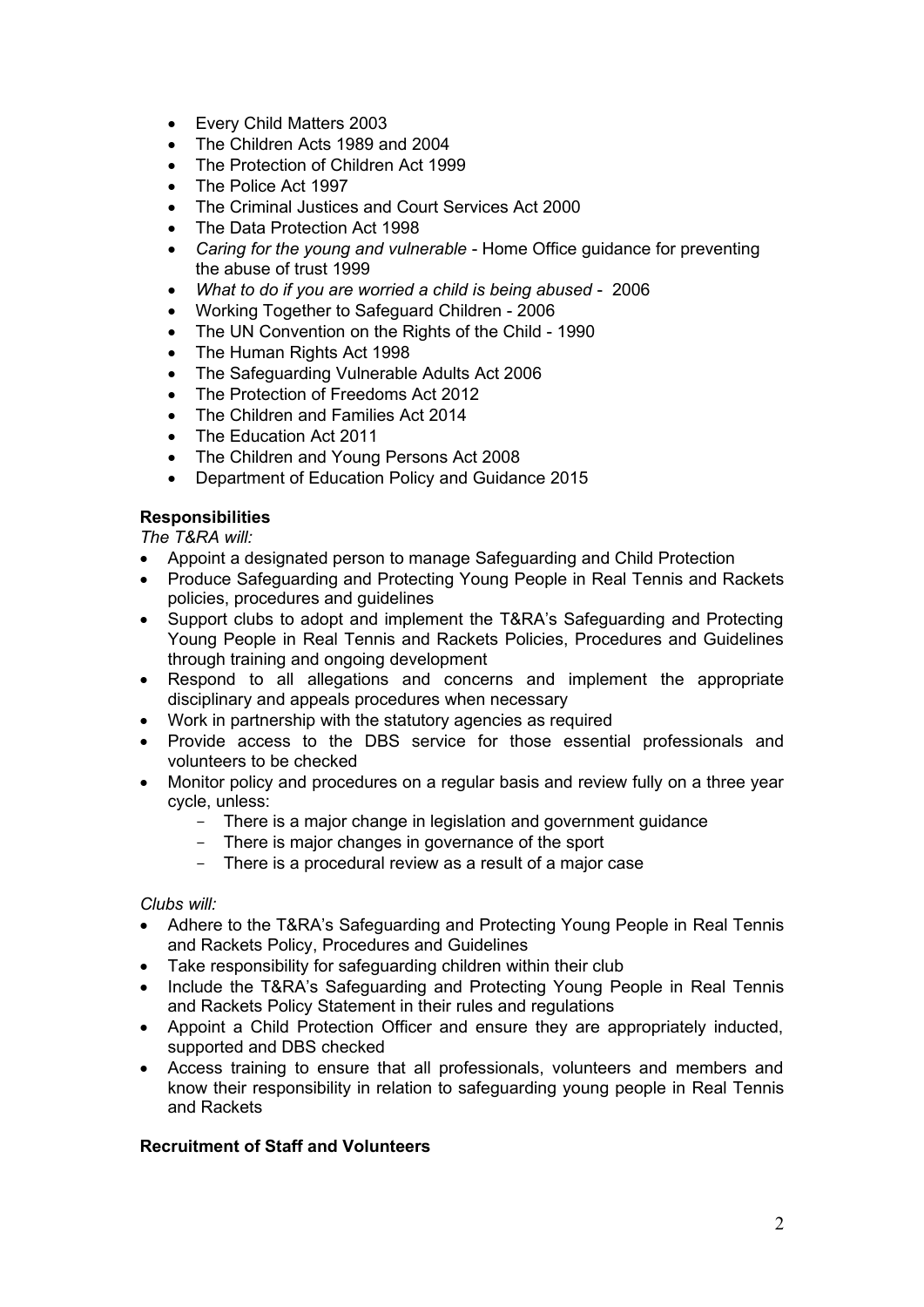- Every Child Matters 2003
- The Children Acts 1989 and 2004
- The Protection of Children Act 1999
- The Police Act 1997
- The Criminal Justices and Court Services Act 2000
- The Data Protection Act 1998
- *Caring for the young and vulnerable* - Home Office guidance for preventing the abuse of trust 1999
- *What to do if you are worried a child is being abused* - 2006
- Working Together to Safeguard Children - 2006
- The UN Convention on the Rights of the Child - 1990
- The Human Rights Act 1998
- The Safeguarding Vulnerable Adults Act 2006
- The Protection of Freedoms Act 2012
- The Children and Families Act 2014
- The Education Act 2011
- The Children and Young Persons Act 2008
- Department of Education Policy and Guidance 2015

**Responsibilities**

*The T&RA will:*

- Appoint a designated person to manage Safeguarding and Child Protection
- Produce Safeguarding and Protecting Young People in Real Tennis and Rackets policies, procedures and guidelines
- Support clubs to adopt and implement the T&RA's Safeguarding and Protecting Young People in Real Tennis and Rackets Policies, Procedures and Guidelines through training and ongoing development
- Respond to all allegations and concerns and implement the appropriate disciplinary and appeals procedures when necessary
- Work in partnership with the statutory agencies as required
- Provide access to the DBS service for those essential professionals and volunteers to be checked
- Monitor policy and procedures on a regular basis and review fully on a three year cycle, unless:
  - There is a major change in legislation and government guidance
  - There is major changes in governance of the sport
  - There is a procedural review as a result of a major case

*Clubs will:*

- Adhere to the T&RA's Safeguarding and Protecting Young People in Real Tennis and Rackets Policy, Procedures and Guidelines
- Take responsibility for safeguarding children within their club
- Include the T&RA's Safeguarding and Protecting Young People in Real Tennis and Rackets Policy Statement in their rules and regulations
- Appoint a Child Protection Officer and ensure they are appropriately inducted, supported and DBS checked
- Access training to ensure that all professionals, volunteers and members and know their responsibility in relation to safeguarding young people in Real Tennis and Rackets

**Recruitment of Staff and Volunteers**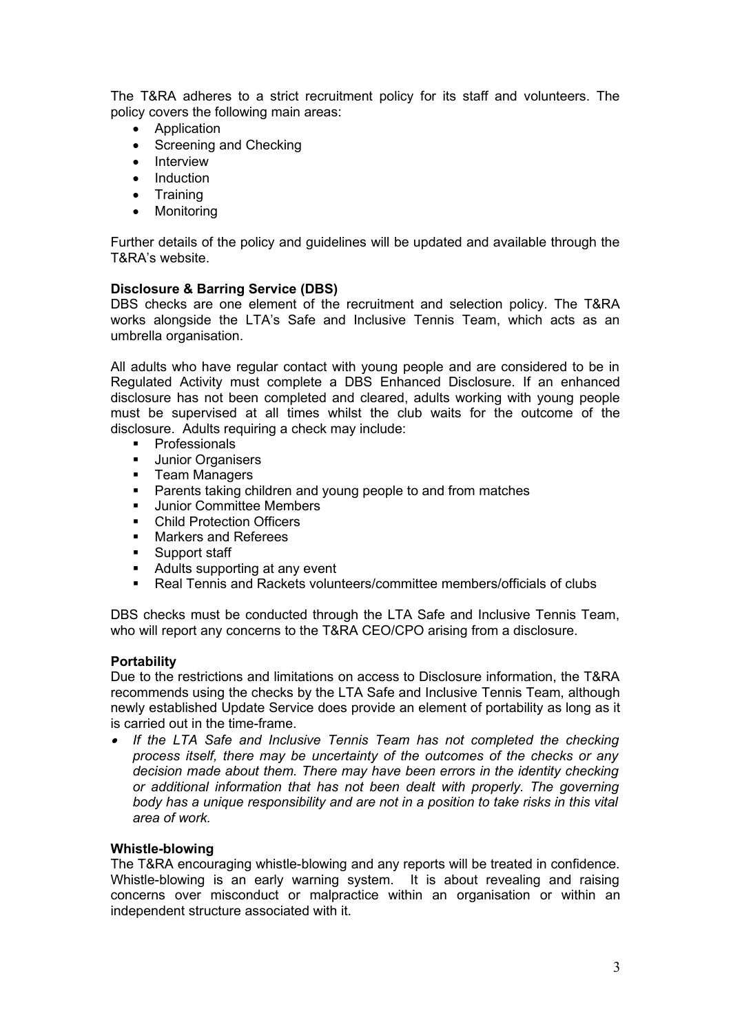The T&RA adheres to a strict recruitment policy for its staff and volunteers. The policy covers the following main areas:

- Application
- Screening and Checking
- Interview
- Induction
- Training
- Monitoring

Further details of the policy and guidelines will be updated and available through the T&RA's website.

**Disclosure & Barring Service (DBS)**

DBS checks are one element of the recruitment and selection policy. The T&RA works alongside the LTA's Safe and Inclusive Tennis Team, which acts as an umbrella organisation.

All adults who have regular contact with young people and are considered to be in Regulated Activity must complete a DBS Enhanced Disclosure. If an enhanced disclosure has not been completed and cleared, adults working with young people must be supervised at all times whilst the club waits for the outcome of the disclosure. Adults requiring a check may include:

- Professionals
- Junior Organisers
- Team Managers
- Parents taking children and young people to and from matches
- Junior Committee Members
- Child Protection Officers
- Markers and Referees
- Support staff
- Adults supporting at any event
- Real Tennis and Rackets volunteers/committee members/officials of clubs

DBS checks must be conducted through the LTA Safe and Inclusive Tennis Team, who will report any concerns to the T&RA CEO/CPO arising from a disclosure.

**Portability**

Due to the restrictions and limitations on access to Disclosure information, the T&RA recommends using the checks by the LTA Safe and Inclusive Tennis Team, although newly established Update Service does provide an element of portability as long as it is carried out in the time-frame.

- *If the LTA Safe and Inclusive Tennis Team has not completed the checking process itself, there may be uncertainty of the outcomes of the checks or any decision made about them. There may have been errors in the identity checking or additional information that has not been dealt with properly. The governing body has a unique responsibility and are not in a position to take risks in this vital area of work.*

**Whistle-blowing**

The T&RA encouraging whistle-blowing and any reports will be treated in confidence. Whistle-blowing is an early warning system. It is about revealing and raising concerns over misconduct or malpractice within an organisation or within an independent structure associated with it.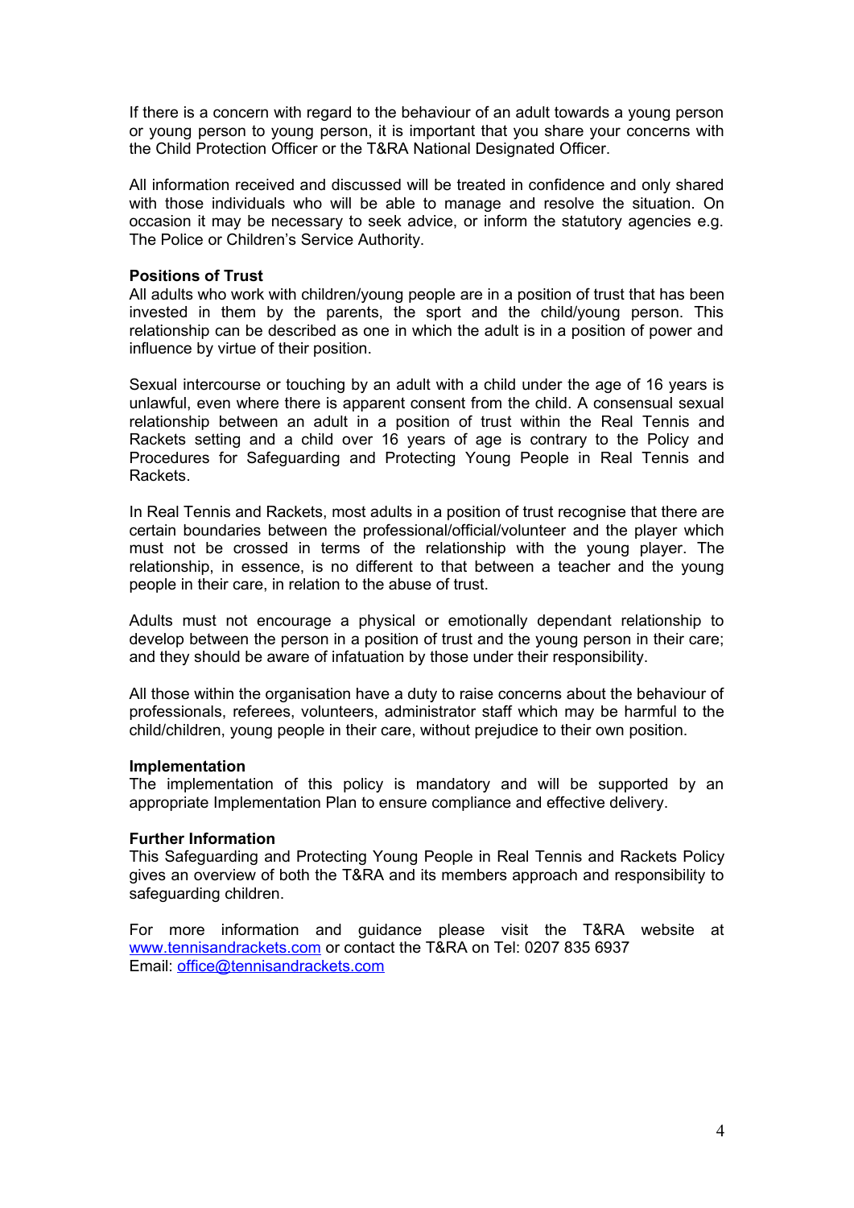If there is a concern with regard to the behaviour of an adult towards a young person or young person to young person, it is important that you share your concerns with the Child Protection Officer or the T&RA National Designated Officer.

All information received and discussed will be treated in confidence and only shared with those individuals who will be able to manage and resolve the situation. On occasion it may be necessary to seek advice, or inform the statutory agencies e.g. The Police or Children's Service Authority.

**Positions of Trust**
All adults who work with children/young people are in a position of trust that has been invested in them by the parents, the sport and the child/young person. This relationship can be described as one in which the adult is in a position of power and influence by virtue of their position.

Sexual intercourse or touching by an adult with a child under the age of 16 years is unlawful, even where there is apparent consent from the child. A consensual sexual relationship between an adult in a position of trust within the Real Tennis and Rackets setting and a child over 16 years of age is contrary to the Policy and Procedures for Safeguarding and Protecting Young People in Real Tennis and Rackets.

In Real Tennis and Rackets, most adults in a position of trust recognise that there are certain boundaries between the professional/official/volunteer and the player which must not be crossed in terms of the relationship with the young player. The relationship, in essence, is no different to that between a teacher and the young people in their care, in relation to the abuse of trust.

Adults must not encourage a physical or emotionally dependant relationship to develop between the person in a position of trust and the young person in their care; and they should be aware of infatuation by those under their responsibility.

All those within the organisation have a duty to raise concerns about the behaviour of professionals, referees, volunteers, administrator staff which may be harmful to the child/children, young people in their care, without prejudice to their own position.

**Implementation**
The implementation of this policy is mandatory and will be supported by an appropriate Implementation Plan to ensure compliance and effective delivery.

**Further Information**
This Safeguarding and Protecting Young People in Real Tennis and Rackets Policy gives an overview of both the T&RA and its members approach and responsibility to safeguarding children.

For more information and guidance please visit the T&RA website at www.tennisandrackets.com or contact the T&RA on Tel: 0207 835 6937
Email: office@tennisandrackets.com